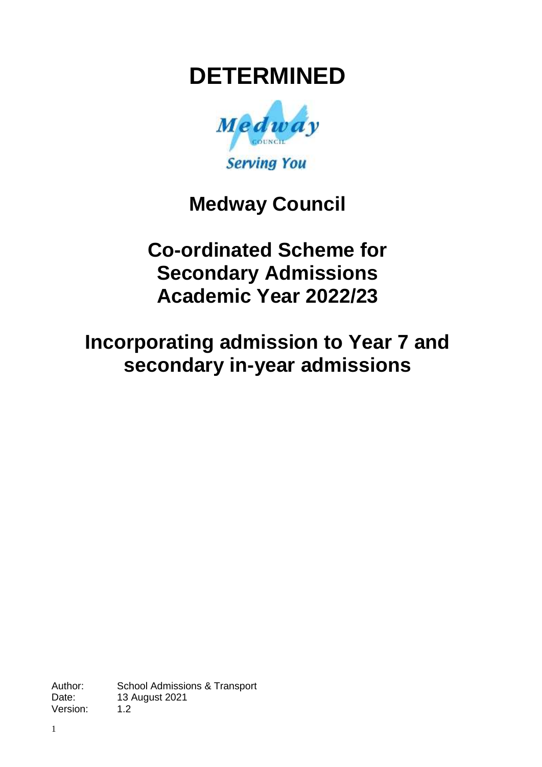# DETERMINED

Medway Council
Serving You

## Medway Council

## Co-ordinated Scheme for Secondary Admissions Academic Year 2022/23

## Incorporating admission to Year 7 and secondary in-year admissions

Author: School Admissions & Transport
Date: 13 August 2021
Version: 1.2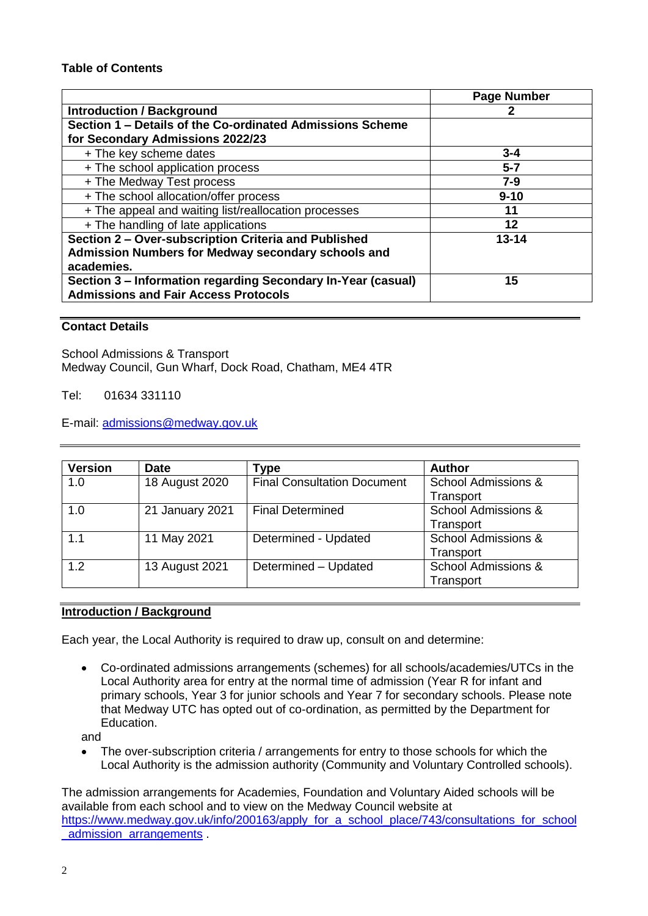**Table of Contents**

| | Page Number |
|---|---|
| **Introduction / Background** | **2** |
| **Section 1 – Details of the Co-ordinated Admissions Scheme for Secondary Admissions 2022/23** | |
| + The key scheme dates | **3-4** |
| + The school application process | **5-7** |
| + The Medway Test process | **7-9** |
| + The school allocation/offer process | **9-10** |
| + The appeal and waiting list/reallocation processes | **11** |
| + The handling of late applications | **12** |
| **Section 2 – Over-subscription Criteria and Published Admission Numbers for Medway secondary schools and academies.** | **13-14** |
| **Section 3 – Information regarding Secondary In-Year (casual) Admissions and Fair Access Protocols** | **15** |

**Contact Details**

School Admissions & Transport
Medway Council, Gun Wharf, Dock Road, Chatham, ME4 4TR

Tel: 01634 331110

E-mail: admissions@medway.gov.uk

| Version | Date | Type | Author |
|---|---|---|---|
| 1.0 | 18 August 2020 | Final Consultation Document | School Admissions & Transport |
| 1.0 | 21 January 2021 | Final Determined | School Admissions & Transport |
| 1.1 | 11 May 2021 | Determined - Updated | School Admissions & Transport |
| 1.2 | 13 August 2021 | Determined – Updated | School Admissions & Transport |

## Introduction / Background

Each year, the Local Authority is required to draw up, consult on and determine:

- Co-ordinated admissions arrangements (schemes) for all schools/academies/UTCs in the Local Authority area for entry at the normal time of admission (Year R for infant and primary schools, Year 3 for junior schools and Year 7 for secondary schools. Please note that Medway UTC has opted out of co-ordination, as permitted by the Department for Education.

and

- The over-subscription criteria / arrangements for entry to those schools for which the Local Authority is the admission authority (Community and Voluntary Controlled schools).

The admission arrangements for Academies, Foundation and Voluntary Aided schools will be available from each school and to view on the Medway Council website at https://www.medway.gov.uk/info/200163/apply_for_a_school_place/743/consultations_for_school_admission_arrangements .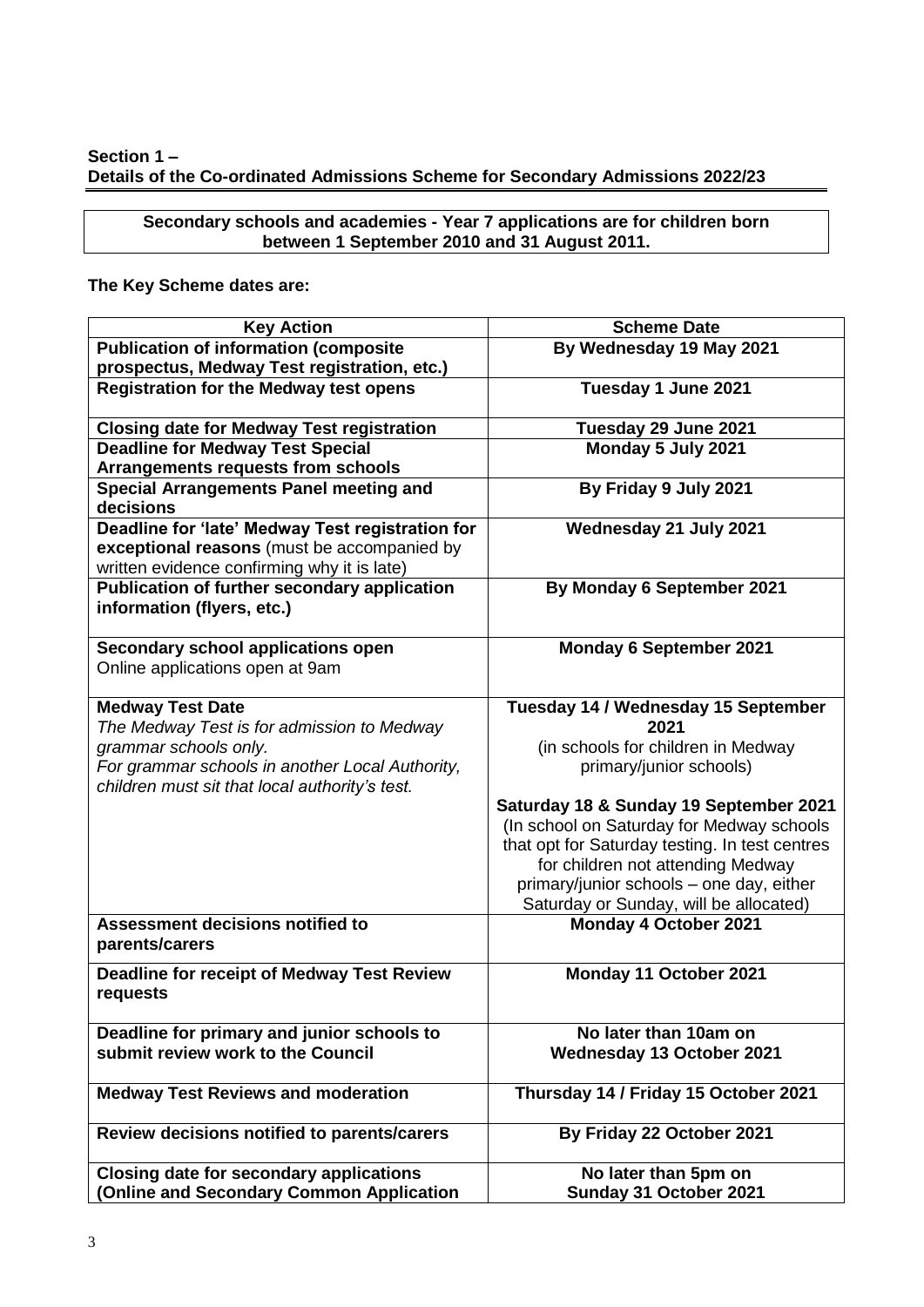**Section 1 –**
**Details of the Co-ordinated Admissions Scheme for Secondary Admissions 2022/23**

**Secondary schools and academies - Year 7 applications are for children born between 1 September 2010 and 31 August 2011.**

**The Key Scheme dates are:**

| Key Action | Scheme Date |
|---|---|
| **Publication of information (composite prospectus, Medway Test registration, etc.)** | **By Wednesday 19 May 2021** |
| **Registration for the Medway test opens** | **Tuesday 1 June 2021** |
| **Closing date for Medway Test registration** | **Tuesday 29 June 2021** |
| **Deadline for Medway Test Special Arrangements requests from schools** | **Monday 5 July 2021** |
| **Special Arrangements Panel meeting and decisions** | **By Friday 9 July 2021** |
| **Deadline for 'late' Medway Test registration for exceptional reasons** (must be accompanied by written evidence confirming why it is late) | **Wednesday 21 July 2021** |
| **Publication of further secondary application information (flyers, etc.)** | **By Monday 6 September 2021** |
| **Secondary school applications open** Online applications open at 9am | **Monday 6 September 2021** |
| **Medway Test Date** *The Medway Test is for admission to Medway grammar schools only. For grammar schools in another Local Authority, children must sit that local authority's test.* | **Tuesday 14 / Wednesday 15 September 2021** (in schools for children in Medway primary/junior schools) **Saturday 18 & Sunday 19 September 2021** (In school on Saturday for Medway schools that opt for Saturday testing. In test centres for children not attending Medway primary/junior schools – one day, either Saturday or Sunday, will be allocated) |
| **Assessment decisions notified to parents/carers** | **Monday 4 October 2021** |
| **Deadline for receipt of Medway Test Review requests** | **Monday 11 October 2021** |
| **Deadline for primary and junior schools to submit review work to the Council** | **No later than 10am on Wednesday 13 October 2021** |
| **Medway Test Reviews and moderation** | **Thursday 14 / Friday 15 October 2021** |
| **Review decisions notified to parents/carers** | **By Friday 22 October 2021** |
| **Closing date for secondary applications (Online and Secondary Common Application** | **No later than 5pm on Sunday 31 October 2021** |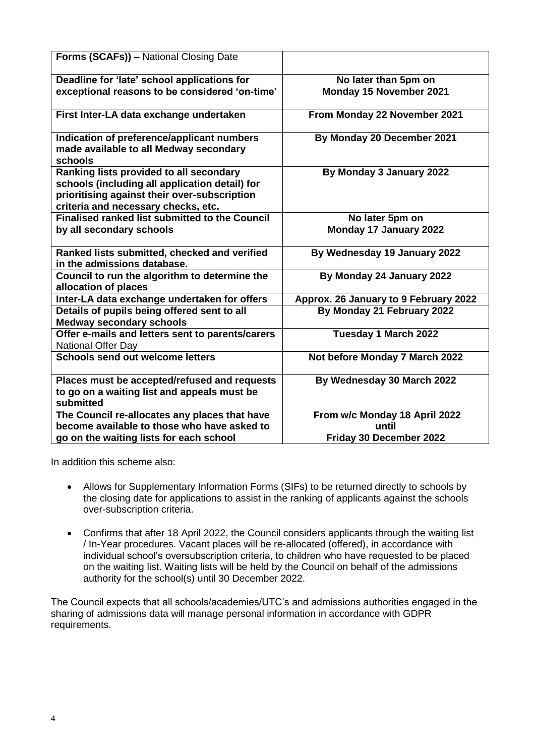| **Forms (SCAFs)) –** National Closing Date | |
|---|---|
| **Deadline for 'late' school applications for exceptional reasons to be considered 'on-time'** | **No later than 5pm on Monday 15 November 2021** |
| **First Inter-LA data exchange undertaken** | **From Monday 22 November 2021** |
| **Indication of preference/applicant numbers made available to all Medway secondary schools** | **By Monday 20 December 2021** |
| **Ranking lists provided to all secondary schools (including all application detail) for prioritising against their over-subscription criteria and necessary checks, etc.** | **By Monday 3 January 2022** |
| **Finalised ranked list submitted to the Council by all secondary schools** | **No later 5pm on Monday 17 January 2022** |
| **Ranked lists submitted, checked and verified in the admissions database.** | **By Wednesday 19 January 2022** |
| **Council to run the algorithm to determine the allocation of places** | **By Monday 24 January 2022** |
| **Inter-LA data exchange undertaken for offers** | **Approx. 26 January to 9 February 2022** |
| **Details of pupils being offered sent to all Medway secondary schools** | **By Monday 21 February 2022** |
| **Offer e-mails and letters sent to parents/carers** National Offer Day | **Tuesday 1 March 2022** |
| **Schools send out welcome letters** | **Not before Monday 7 March 2022** |
| **Places must be accepted/refused and requests to go on a waiting list and appeals must be submitted** | **By Wednesday 30 March 2022** |
| **The Council re-allocates any places that have become available to those who have asked to go on the waiting lists for each school** | **From w/c Monday 18 April 2022 until Friday 30 December 2022** |

In addition this scheme also:

- Allows for Supplementary Information Forms (SIFs) to be returned directly to schools by the closing date for applications to assist in the ranking of applicants against the schools over-subscription criteria.

- Confirms that after 18 April 2022, the Council considers applicants through the waiting list / In-Year procedures. Vacant places will be re-allocated (offered), in accordance with individual school's oversubscription criteria, to children who have requested to be placed on the waiting list. Waiting lists will be held by the Council on behalf of the admissions authority for the school(s) until 30 December 2022.

The Council expects that all schools/academies/UTC's and admissions authorities engaged in the sharing of admissions data will manage personal information in accordance with GDPR requirements.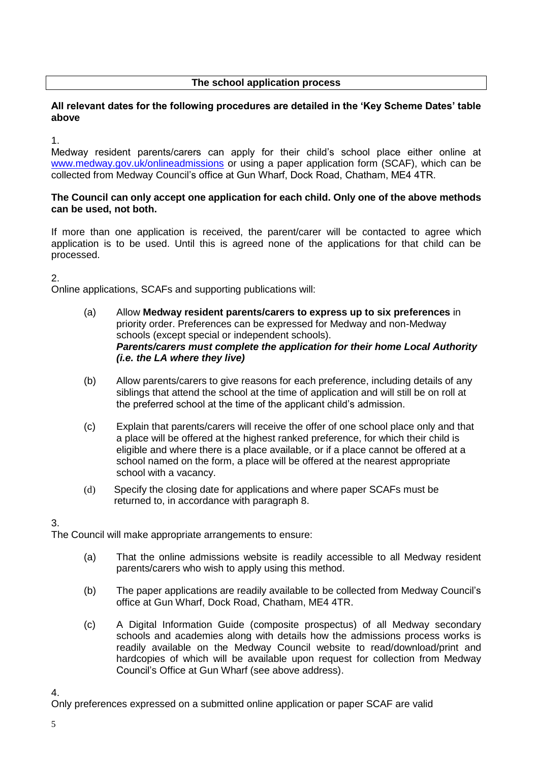## The school application process

**All relevant dates for the following procedures are detailed in the 'Key Scheme Dates' table above**

1.
Medway resident parents/carers can apply for their child's school place either online at www.medway.gov.uk/onlineadmissions or using a paper application form (SCAF), which can be collected from Medway Council's office at Gun Wharf, Dock Road, Chatham, ME4 4TR.

**The Council can only accept one application for each child. Only one of the above methods can be used, not both.**

If more than one application is received, the parent/carer will be contacted to agree which application is to be used. Until this is agreed none of the applications for that child can be processed.

2.
Online applications, SCAFs and supporting publications will:

(a) Allow **Medway resident parents/carers to express up to six preferences** in priority order. Preferences can be expressed for Medway and non-Medway schools (except special or independent schools).
***Parents/carers must complete the application for their home Local Authority (i.e. the LA where they live)***

(b) Allow parents/carers to give reasons for each preference, including details of any siblings that attend the school at the time of application and will still be on roll at the preferred school at the time of the applicant child's admission.

(c) Explain that parents/carers will receive the offer of one school place only and that a place will be offered at the highest ranked preference, for which their child is eligible and where there is a place available, or if a place cannot be offered at a school named on the form, a place will be offered at the nearest appropriate school with a vacancy.

(d) Specify the closing date for applications and where paper SCAFs must be returned to, in accordance with paragraph 8.

3.
The Council will make appropriate arrangements to ensure:

(a) That the online admissions website is readily accessible to all Medway resident parents/carers who wish to apply using this method.

(b) The paper applications are readily available to be collected from Medway Council's office at Gun Wharf, Dock Road, Chatham, ME4 4TR.

(c) A Digital Information Guide (composite prospectus) of all Medway secondary schools and academies along with details how the admissions process works is readily available on the Medway Council website to read/download/print and hardcopies of which will be available upon request for collection from Medway Council's Office at Gun Wharf (see above address).

4.
Only preferences expressed on a submitted online application or paper SCAF are valid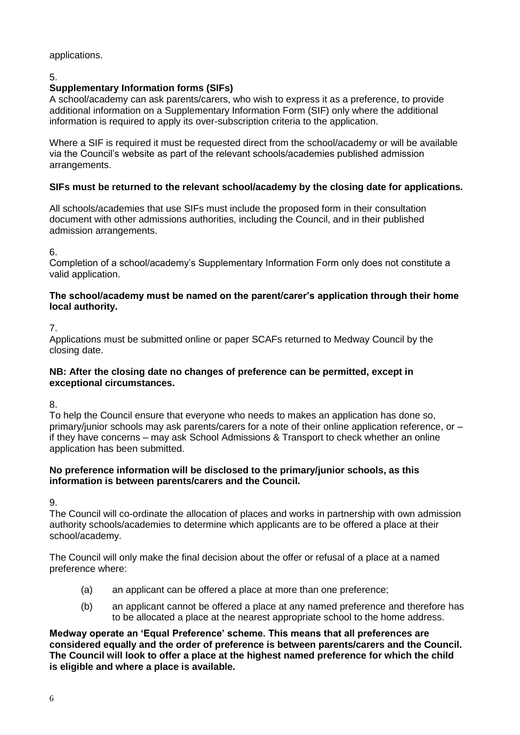applications.

5.

**Supplementary Information forms (SIFs)**

A school/academy can ask parents/carers, who wish to express it as a preference, to provide additional information on a Supplementary Information Form (SIF) only where the additional information is required to apply its over-subscription criteria to the application.

Where a SIF is required it must be requested direct from the school/academy or will be available via the Council's website as part of the relevant schools/academies published admission arrangements.

**SIFs must be returned to the relevant school/academy by the closing date for applications.**

All schools/academies that use SIFs must include the proposed form in their consultation document with other admissions authorities, including the Council, and in their published admission arrangements.

6.

Completion of a school/academy's Supplementary Information Form only does not constitute a valid application.

**The school/academy must be named on the parent/carer's application through their home local authority.**

7.

Applications must be submitted online or paper SCAFs returned to Medway Council by the closing date.

**NB: After the closing date no changes of preference can be permitted, except in exceptional circumstances.**

8.

To help the Council ensure that everyone who needs to makes an application has done so, primary/junior schools may ask parents/carers for a note of their online application reference, or – if they have concerns – may ask School Admissions & Transport to check whether an online application has been submitted.

**No preference information will be disclosed to the primary/junior schools, as this information is between parents/carers and the Council.**

9.

The Council will co-ordinate the allocation of places and works in partnership with own admission authority schools/academies to determine which applicants are to be offered a place at their school/academy.

The Council will only make the final decision about the offer or refusal of a place at a named preference where:

(a) an applicant can be offered a place at more than one preference;

(b) an applicant cannot be offered a place at any named preference and therefore has to be allocated a place at the nearest appropriate school to the home address.

**Medway operate an 'Equal Preference' scheme. This means that all preferences are considered equally and the order of preference is between parents/carers and the Council. The Council will look to offer a place at the highest named preference for which the child is eligible and where a place is available.**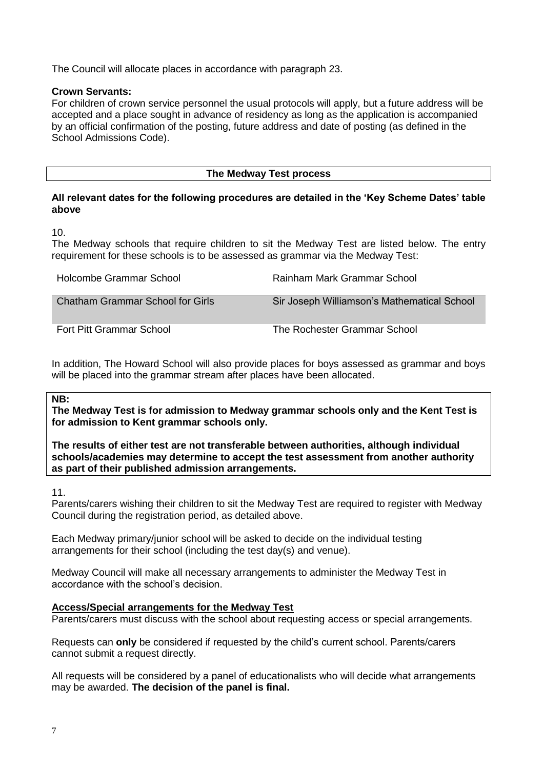The Council will allocate places in accordance with paragraph 23.

**Crown Servants:**
For children of crown service personnel the usual protocols will apply, but a future address will be accepted and a place sought in advance of residency as long as the application is accompanied by an official confirmation of the posting, future address and date of posting (as defined in the School Admissions Code).

## The Medway Test process

**All relevant dates for the following procedures are detailed in the 'Key Scheme Dates' table above**

10.
The Medway schools that require children to sit the Medway Test are listed below. The entry requirement for these schools is to be assessed as grammar via the Medway Test:

| | |
|---|---|
| Holcombe Grammar School | Rainham Mark Grammar School |
| Chatham Grammar School for Girls | Sir Joseph Williamson's Mathematical School |
| Fort Pitt Grammar School | The Rochester Grammar School |

In addition, The Howard School will also provide places for boys assessed as grammar and boys will be placed into the grammar stream after places have been allocated.

**NB:**
**The Medway Test is for admission to Medway grammar schools only and the Kent Test is for admission to Kent grammar schools only.**

**The results of either test are not transferable between authorities, although individual schools/academies may determine to accept the test assessment from another authority as part of their published admission arrangements.**

11.
Parents/carers wishing their children to sit the Medway Test are required to register with Medway Council during the registration period, as detailed above.

Each Medway primary/junior school will be asked to decide on the individual testing arrangements for their school (including the test day(s) and venue).

Medway Council will make all necessary arrangements to administer the Medway Test in accordance with the school's decision.

**Access/Special arrangements for the Medway Test**
Parents/carers must discuss with the school about requesting access or special arrangements.

Requests can **only** be considered if requested by the child's current school. Parents/carers cannot submit a request directly.

All requests will be considered by a panel of educationalists who will decide what arrangements may be awarded. **The decision of the panel is final.**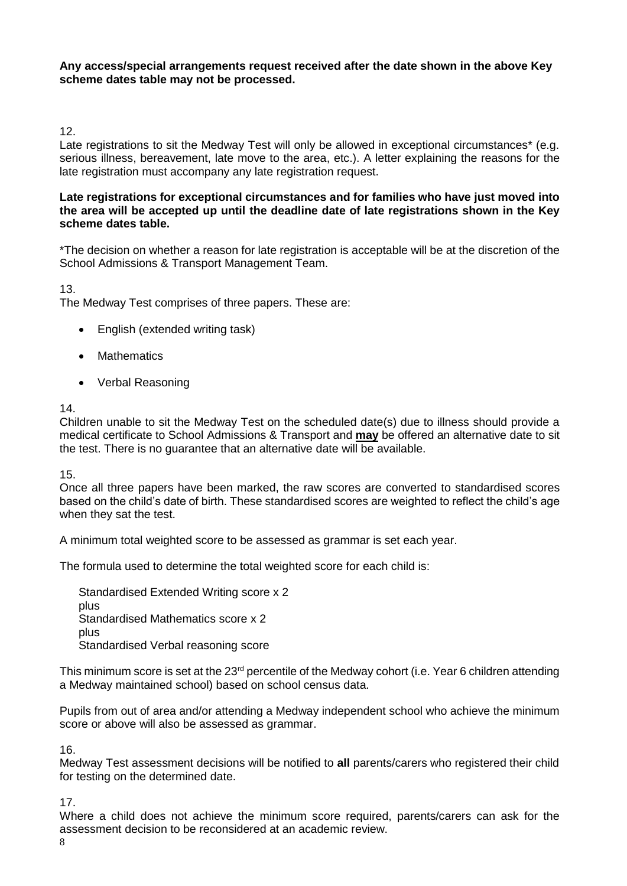**Any access/special arrangements request received after the date shown in the above Key scheme dates table may not be processed.**

12.

Late registrations to sit the Medway Test will only be allowed in exceptional circumstances* (e.g. serious illness, bereavement, late move to the area, etc.). A letter explaining the reasons for the late registration must accompany any late registration request.

**Late registrations for exceptional circumstances and for families who have just moved into the area will be accepted up until the deadline date of late registrations shown in the Key scheme dates table.**

*The decision on whether a reason for late registration is acceptable will be at the discretion of the School Admissions & Transport Management Team.

13.

The Medway Test comprises of three papers. These are:

- English (extended writing task)
- Mathematics
- Verbal Reasoning

14.

Children unable to sit the Medway Test on the scheduled date(s) due to illness should provide a medical certificate to School Admissions & Transport and **may** be offered an alternative date to sit the test. There is no guarantee that an alternative date will be available.

15.

Once all three papers have been marked, the raw scores are converted to standardised scores based on the child's date of birth. These standardised scores are weighted to reflect the child's age when they sat the test.

A minimum total weighted score to be assessed as grammar is set each year.

The formula used to determine the total weighted score for each child is:

Standardised Extended Writing score x 2
plus
Standardised Mathematics score x 2
plus
Standardised Verbal reasoning score

This minimum score is set at the 23rd percentile of the Medway cohort (i.e. Year 6 children attending a Medway maintained school) based on school census data.

Pupils from out of area and/or attending a Medway independent school who achieve the minimum score or above will also be assessed as grammar.

16.

Medway Test assessment decisions will be notified to **all** parents/carers who registered their child for testing on the determined date.

17.

Where a child does not achieve the minimum score required, parents/carers can ask for the assessment decision to be reconsidered at an academic review.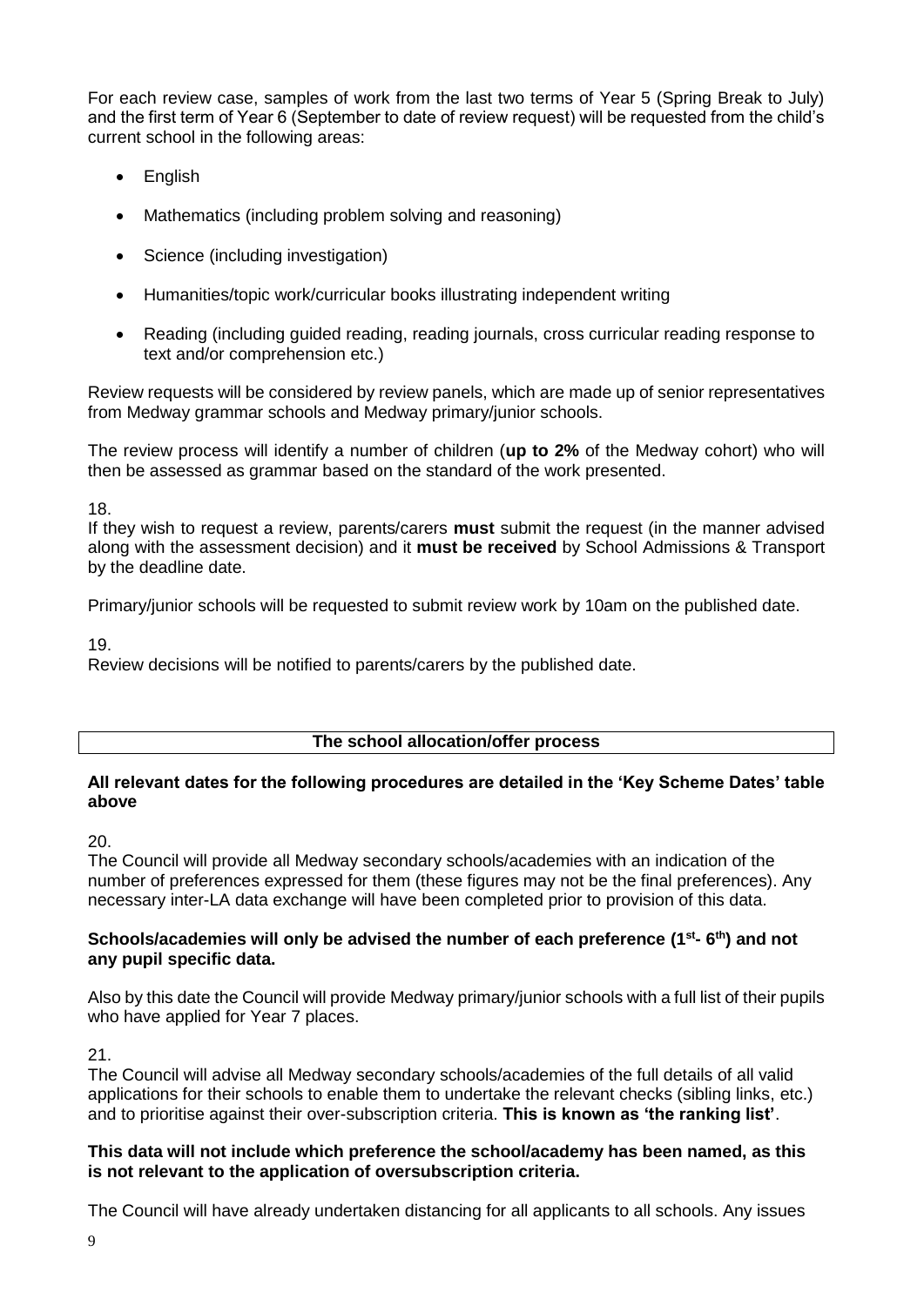For each review case, samples of work from the last two terms of Year 5 (Spring Break to July) and the first term of Year 6 (September to date of review request) will be requested from the child's current school in the following areas:

- English
- Mathematics (including problem solving and reasoning)
- Science (including investigation)
- Humanities/topic work/curricular books illustrating independent writing
- Reading (including guided reading, reading journals, cross curricular reading response to text and/or comprehension etc.)

Review requests will be considered by review panels, which are made up of senior representatives from Medway grammar schools and Medway primary/junior schools.

The review process will identify a number of children (**up to 2%** of the Medway cohort) who will then be assessed as grammar based on the standard of the work presented.

18.
If they wish to request a review, parents/carers **must** submit the request (in the manner advised along with the assessment decision) and it **must be received** by School Admissions & Transport by the deadline date.

Primary/junior schools will be requested to submit review work by 10am on the published date.

19.
Review decisions will be notified to parents/carers by the published date.

## The school allocation/offer process

**All relevant dates for the following procedures are detailed in the 'Key Scheme Dates' table above**

20.
The Council will provide all Medway secondary schools/academies with an indication of the number of preferences expressed for them (these figures may not be the final preferences). Any necessary inter-LA data exchange will have been completed prior to provision of this data.

**Schools/academies will only be advised the number of each preference (1st- 6th) and not any pupil specific data.**

Also by this date the Council will provide Medway primary/junior schools with a full list of their pupils who have applied for Year 7 places.

21.
The Council will advise all Medway secondary schools/academies of the full details of all valid applications for their schools to enable them to undertake the relevant checks (sibling links, etc.) and to prioritise against their over-subscription criteria. **This is known as 'the ranking list'**.

**This data will not include which preference the school/academy has been named, as this is not relevant to the application of oversubscription criteria.**

The Council will have already undertaken distancing for all applicants to all schools. Any issues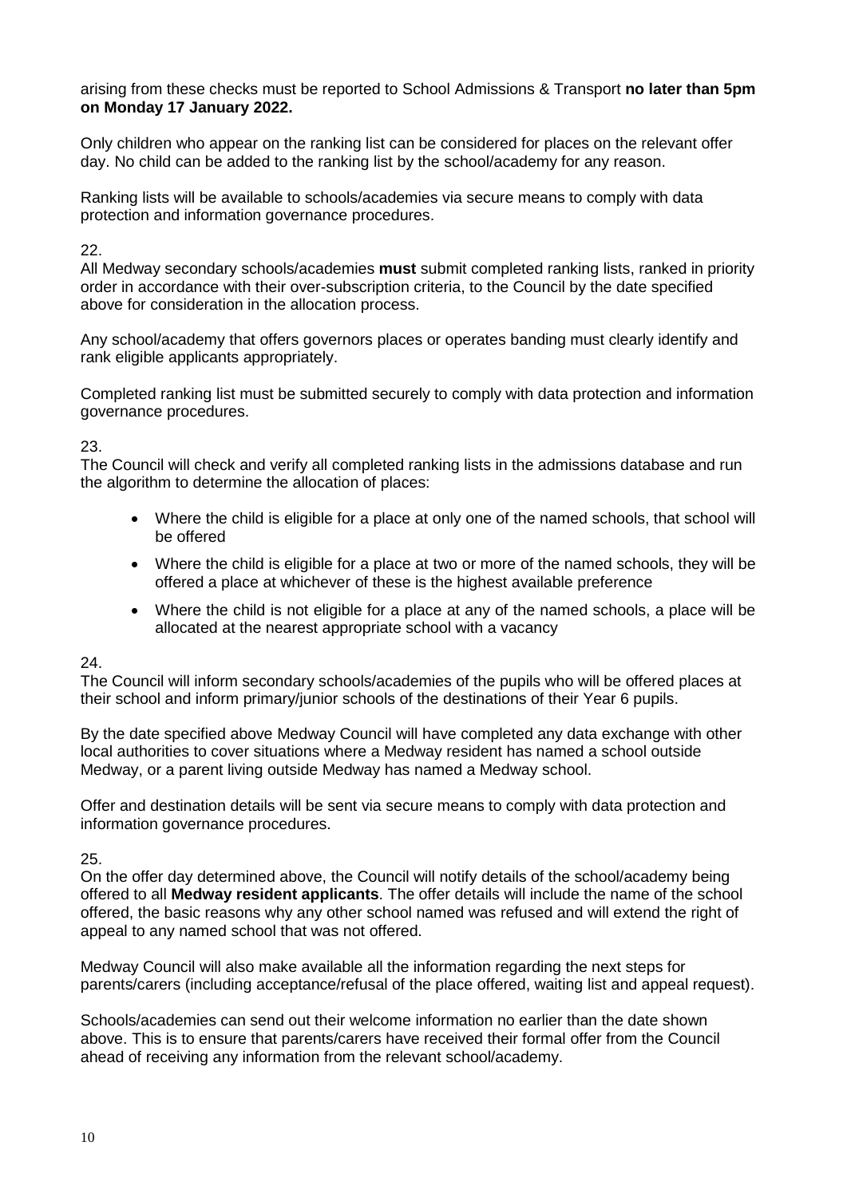arising from these checks must be reported to School Admissions & Transport **no later than 5pm on Monday 17 January 2022.**

Only children who appear on the ranking list can be considered for places on the relevant offer day. No child can be added to the ranking list by the school/academy for any reason.

Ranking lists will be available to schools/academies via secure means to comply with data protection and information governance procedures.

22.
All Medway secondary schools/academies **must** submit completed ranking lists, ranked in priority order in accordance with their over-subscription criteria, to the Council by the date specified above for consideration in the allocation process.

Any school/academy that offers governors places or operates banding must clearly identify and rank eligible applicants appropriately.

Completed ranking list must be submitted securely to comply with data protection and information governance procedures.

23.
The Council will check and verify all completed ranking lists in the admissions database and run the algorithm to determine the allocation of places:

- Where the child is eligible for a place at only one of the named schools, that school will be offered
- Where the child is eligible for a place at two or more of the named schools, they will be offered a place at whichever of these is the highest available preference
- Where the child is not eligible for a place at any of the named schools, a place will be allocated at the nearest appropriate school with a vacancy

24.
The Council will inform secondary schools/academies of the pupils who will be offered places at their school and inform primary/junior schools of the destinations of their Year 6 pupils.

By the date specified above Medway Council will have completed any data exchange with other local authorities to cover situations where a Medway resident has named a school outside Medway, or a parent living outside Medway has named a Medway school.

Offer and destination details will be sent via secure means to comply with data protection and information governance procedures.

25.
On the offer day determined above, the Council will notify details of the school/academy being offered to all **Medway resident applicants**. The offer details will include the name of the school offered, the basic reasons why any other school named was refused and will extend the right of appeal to any named school that was not offered.

Medway Council will also make available all the information regarding the next steps for parents/carers (including acceptance/refusal of the place offered, waiting list and appeal request).

Schools/academies can send out their welcome information no earlier than the date shown above. This is to ensure that parents/carers have received their formal offer from the Council ahead of receiving any information from the relevant school/academy.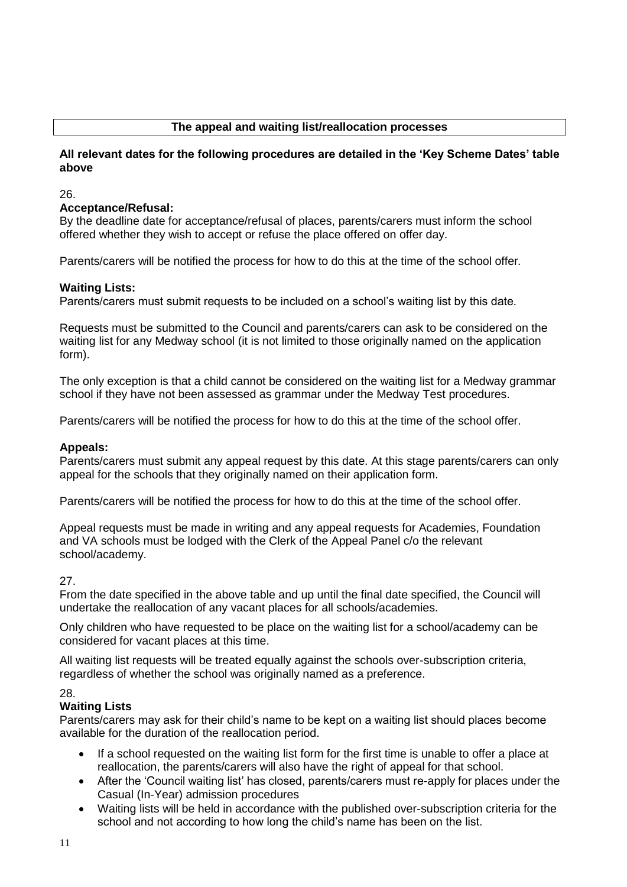## The appeal and waiting list/reallocation processes

**All relevant dates for the following procedures are detailed in the 'Key Scheme Dates' table above**

26.

**Acceptance/Refusal:**

By the deadline date for acceptance/refusal of places, parents/carers must inform the school offered whether they wish to accept or refuse the place offered on offer day.

Parents/carers will be notified the process for how to do this at the time of the school offer.

**Waiting Lists:**

Parents/carers must submit requests to be included on a school's waiting list by this date.

Requests must be submitted to the Council and parents/carers can ask to be considered on the waiting list for any Medway school (it is not limited to those originally named on the application form).

The only exception is that a child cannot be considered on the waiting list for a Medway grammar school if they have not been assessed as grammar under the Medway Test procedures.

Parents/carers will be notified the process for how to do this at the time of the school offer.

**Appeals:**

Parents/carers must submit any appeal request by this date. At this stage parents/carers can only appeal for the schools that they originally named on their application form.

Parents/carers will be notified the process for how to do this at the time of the school offer.

Appeal requests must be made in writing and any appeal requests for Academies, Foundation and VA schools must be lodged with the Clerk of the Appeal Panel c/o the relevant school/academy.

27.

From the date specified in the above table and up until the final date specified, the Council will undertake the reallocation of any vacant places for all schools/academies.

Only children who have requested to be place on the waiting list for a school/academy can be considered for vacant places at this time.

All waiting list requests will be treated equally against the schools over-subscription criteria, regardless of whether the school was originally named as a preference.

28.

**Waiting Lists**

Parents/carers may ask for their child's name to be kept on a waiting list should places become available for the duration of the reallocation period.

- If a school requested on the waiting list form for the first time is unable to offer a place at reallocation, the parents/carers will also have the right of appeal for that school.
- After the 'Council waiting list' has closed, parents/carers must re-apply for places under the Casual (In-Year) admission procedures
- Waiting lists will be held in accordance with the published over-subscription criteria for the school and not according to how long the child's name has been on the list.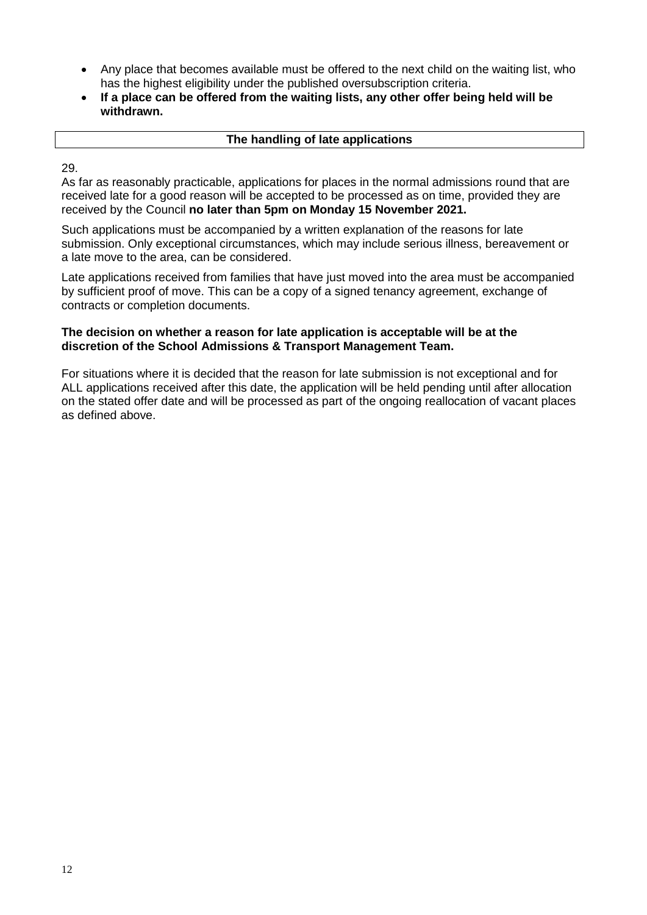- Any place that becomes available must be offered to the next child on the waiting list, who has the highest eligibility under the published oversubscription criteria.
- **If a place can be offered from the waiting lists, any other offer being held will be withdrawn.**

## The handling of late applications

29.

As far as reasonably practicable, applications for places in the normal admissions round that are received late for a good reason will be accepted to be processed as on time, provided they are received by the Council **no later than 5pm on Monday 15 November 2021.**

Such applications must be accompanied by a written explanation of the reasons for late submission. Only exceptional circumstances, which may include serious illness, bereavement or a late move to the area, can be considered.

Late applications received from families that have just moved into the area must be accompanied by sufficient proof of move. This can be a copy of a signed tenancy agreement, exchange of contracts or completion documents.

**The decision on whether a reason for late application is acceptable will be at the discretion of the School Admissions & Transport Management Team.**

For situations where it is decided that the reason for late submission is not exceptional and for ALL applications received after this date, the application will be held pending until after allocation on the stated offer date and will be processed as part of the ongoing reallocation of vacant places as defined above.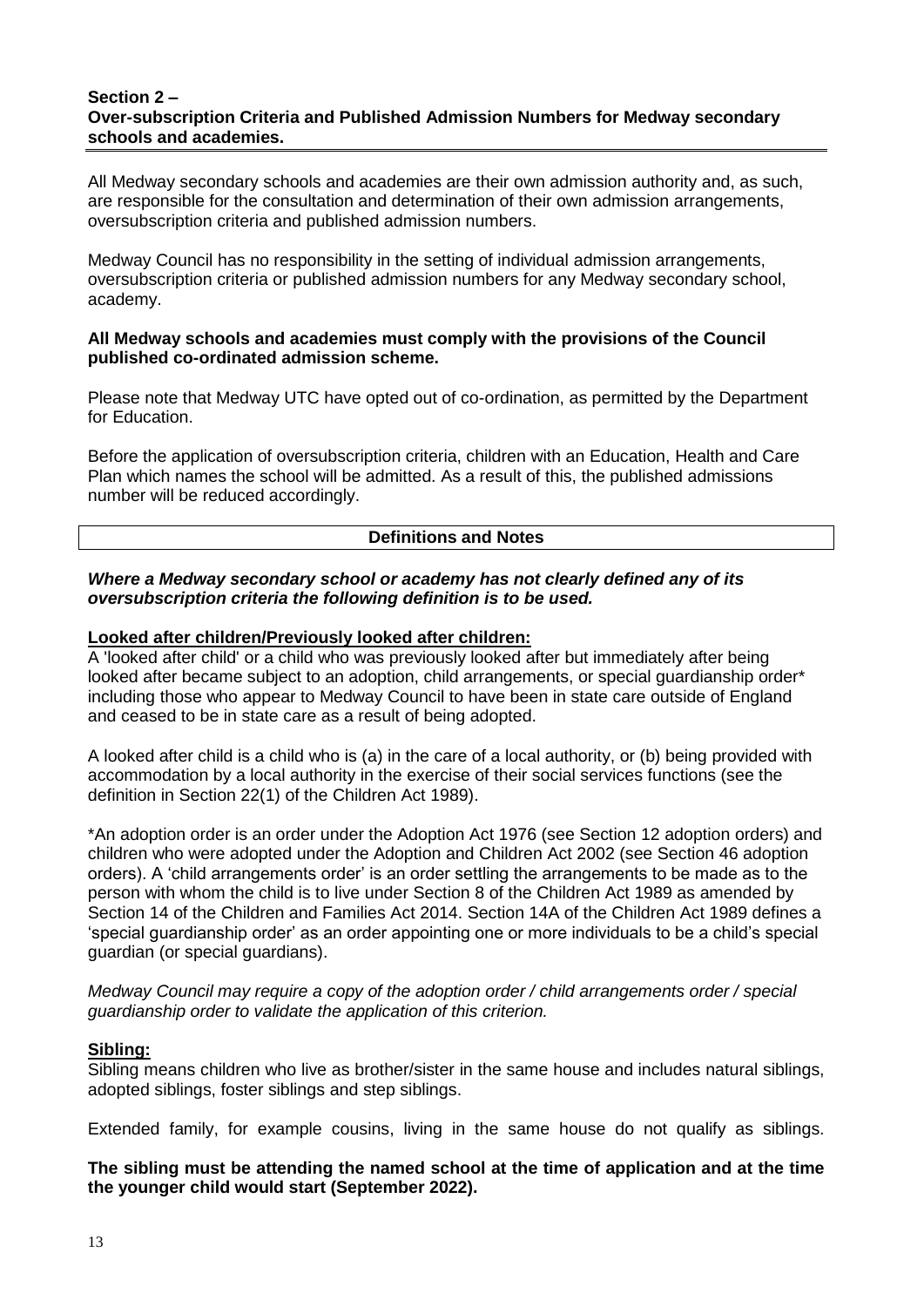## Section 2 – Over-subscription Criteria and Published Admission Numbers for Medway secondary schools and academies.

All Medway secondary schools and academies are their own admission authority and, as such, are responsible for the consultation and determination of their own admission arrangements, oversubscription criteria and published admission numbers.

Medway Council has no responsibility in the setting of individual admission arrangements, oversubscription criteria or published admission numbers for any Medway secondary school, academy.

**All Medway schools and academies must comply with the provisions of the Council published co-ordinated admission scheme.**

Please note that Medway UTC have opted out of co-ordination, as permitted by the Department for Education.

Before the application of oversubscription criteria, children with an Education, Health and Care Plan which names the school will be admitted. As a result of this, the published admissions number will be reduced accordingly.

### Definitions and Notes

***Where a Medway secondary school or academy has not clearly defined any of its oversubscription criteria the following definition is to be used.***

**Looked after children/Previously looked after children:**

A 'looked after child' or a child who was previously looked after but immediately after being looked after became subject to an adoption, child arrangements, or special guardianship order* including those who appear to Medway Council to have been in state care outside of England and ceased to be in state care as a result of being adopted.

A looked after child is a child who is (a) in the care of a local authority, or (b) being provided with accommodation by a local authority in the exercise of their social services functions (see the definition in Section 22(1) of the Children Act 1989).

*An adoption order is an order under the Adoption Act 1976 (see Section 12 adoption orders) and children who were adopted under the Adoption and Children Act 2002 (see Section 46 adoption orders). A 'child arrangements order' is an order settling the arrangements to be made as to the person with whom the child is to live under Section 8 of the Children Act 1989 as amended by Section 14 of the Children and Families Act 2014. Section 14A of the Children Act 1989 defines a 'special guardianship order' as an order appointing one or more individuals to be a child's special guardian (or special guardians).

*Medway Council may require a copy of the adoption order / child arrangements order / special guardianship order to validate the application of this criterion.*

**Sibling:**

Sibling means children who live as brother/sister in the same house and includes natural siblings, adopted siblings, foster siblings and step siblings.

Extended family, for example cousins, living in the same house do not qualify as siblings.

**The sibling must be attending the named school at the time of application and at the time the younger child would start (September 2022).**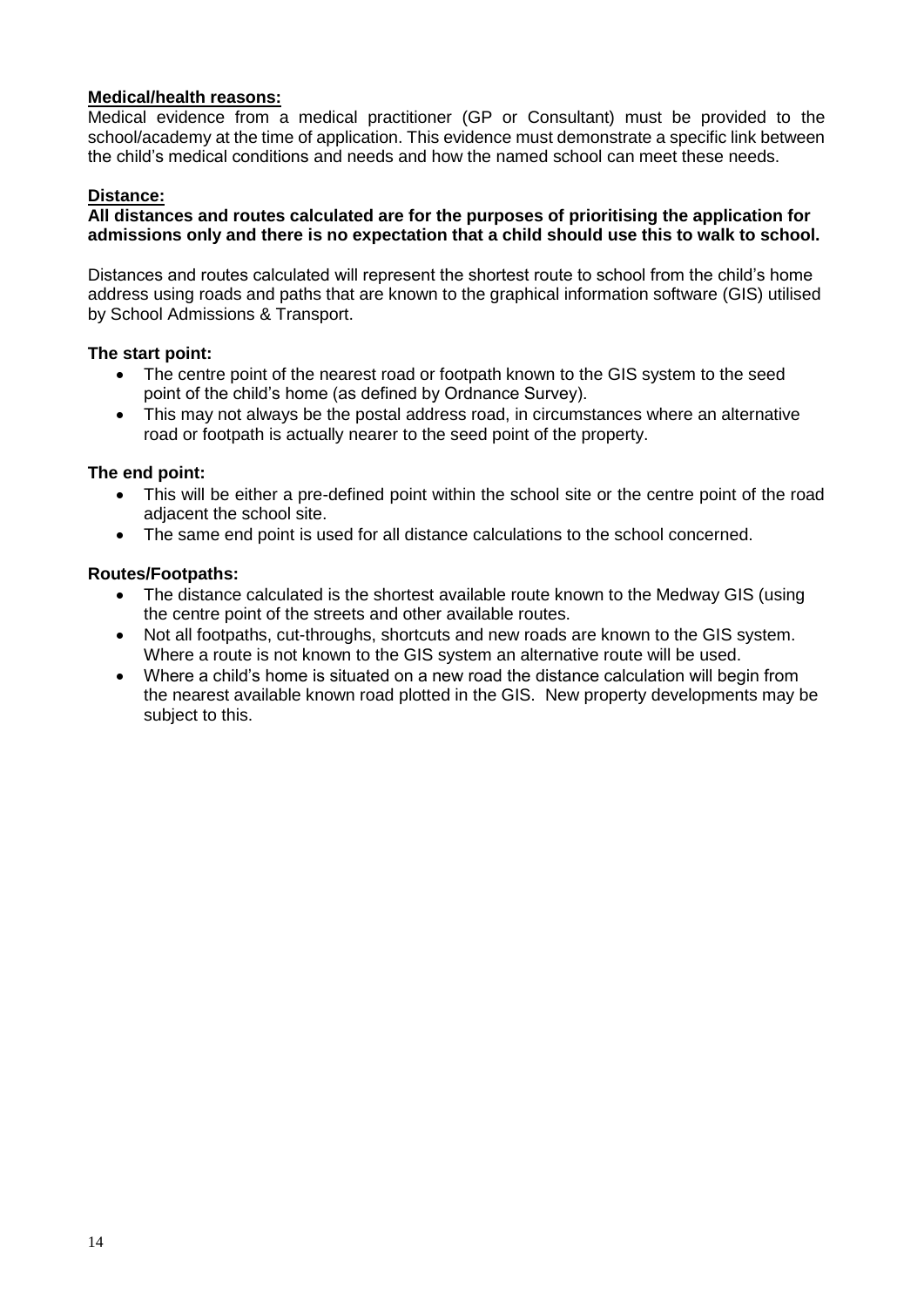**Medical/health reasons:**
Medical evidence from a medical practitioner (GP or Consultant) must be provided to the school/academy at the time of application. This evidence must demonstrate a specific link between the child's medical conditions and needs and how the named school can meet these needs.

**Distance:**

**All distances and routes calculated are for the purposes of prioritising the application for admissions only and there is no expectation that a child should use this to walk to school.**

Distances and routes calculated will represent the shortest route to school from the child's home address using roads and paths that are known to the graphical information software (GIS) utilised by School Admissions & Transport.

**The start point:**

- The centre point of the nearest road or footpath known to the GIS system to the seed point of the child's home (as defined by Ordnance Survey).
- This may not always be the postal address road, in circumstances where an alternative road or footpath is actually nearer to the seed point of the property.

**The end point:**

- This will be either a pre-defined point within the school site or the centre point of the road adjacent the school site.
- The same end point is used for all distance calculations to the school concerned.

**Routes/Footpaths:**

- The distance calculated is the shortest available route known to the Medway GIS (using the centre point of the streets and other available routes.
- Not all footpaths, cut-throughs, shortcuts and new roads are known to the GIS system. Where a route is not known to the GIS system an alternative route will be used.
- Where a child's home is situated on a new road the distance calculation will begin from the nearest available known road plotted in the GIS. New property developments may be subject to this.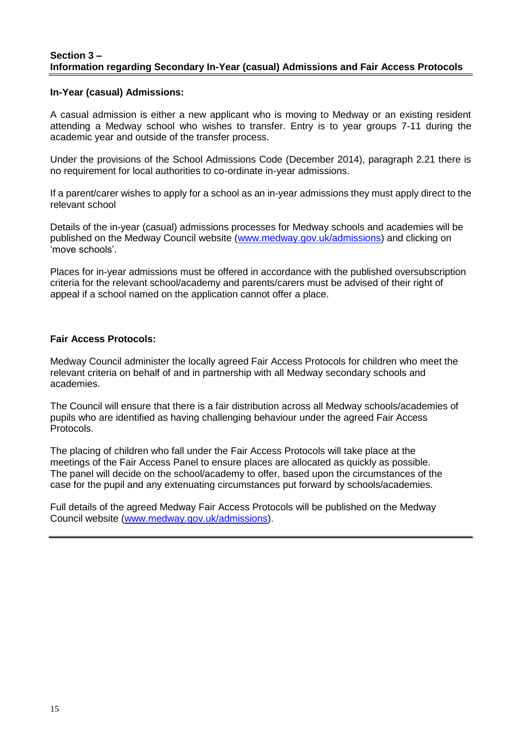## Section 3 –
## Information regarding Secondary In-Year (casual) Admissions and Fair Access Protocols

### In-Year (casual) Admissions:

A casual admission is either a new applicant who is moving to Medway or an existing resident attending a Medway school who wishes to transfer. Entry is to year groups 7-11 during the academic year and outside of the transfer process.

Under the provisions of the School Admissions Code (December 2014), paragraph 2.21 there is no requirement for local authorities to co-ordinate in-year admissions.

If a parent/carer wishes to apply for a school as an in-year admissions they must apply direct to the relevant school

Details of the in-year (casual) admissions processes for Medway schools and academies will be published on the Medway Council website (www.medway.gov.uk/admissions) and clicking on 'move schools'.

Places for in-year admissions must be offered in accordance with the published oversubscription criteria for the relevant school/academy and parents/carers must be advised of their right of appeal if a school named on the application cannot offer a place.

### Fair Access Protocols:

Medway Council administer the locally agreed Fair Access Protocols for children who meet the relevant criteria on behalf of and in partnership with all Medway secondary schools and academies.

The Council will ensure that there is a fair distribution across all Medway schools/academies of pupils who are identified as having challenging behaviour under the agreed Fair Access Protocols.

The placing of children who fall under the Fair Access Protocols will take place at the meetings of the Fair Access Panel to ensure places are allocated as quickly as possible. The panel will decide on the school/academy to offer, based upon the circumstances of the case for the pupil and any extenuating circumstances put forward by schools/academies.

Full details of the agreed Medway Fair Access Protocols will be published on the Medway Council website (www.medway.gov.uk/admissions).